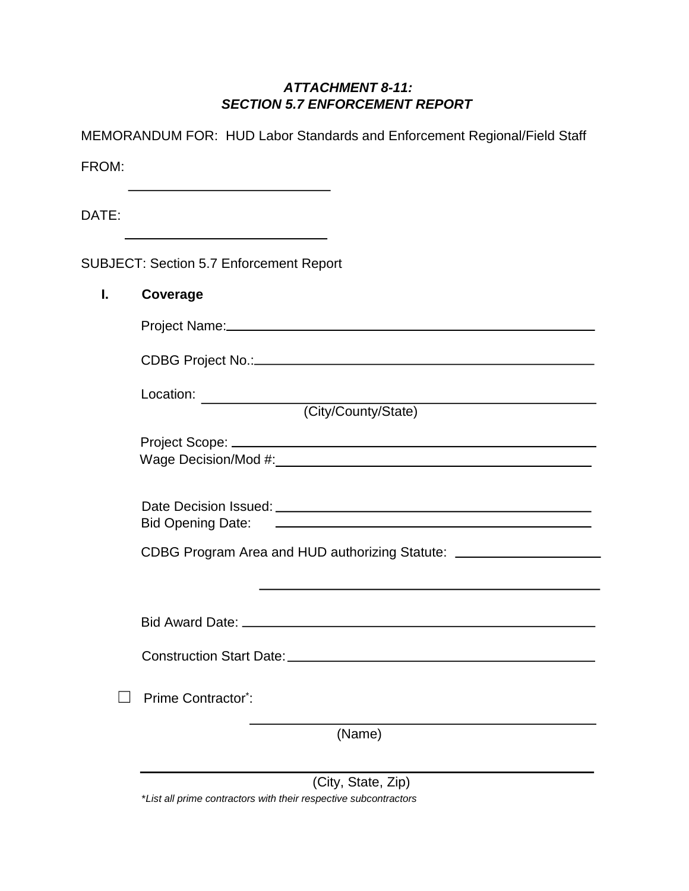***ATTACHMENT 8-11:***
***SECTION 5.7 ENFORCEMENT REPORT***

MEMORANDUM FOR: HUD Labor Standards and Enforcement Regional/Field Staff

FROM: ______________________________

DATE: ______________________________

SUBJECT: Section 5.7 Enforcement Report

**I. Coverage**

Project Name: ______________________________________________

CDBG Project No.: ______________________________________________

Location: ______________________________________________
(City/County/State)

Project Scope: ______________________________________________

Wage Decision/Mod #: ______________________________________________

Date Decision Issued: ______________________________________________

Bid Opening Date: ______________________________________________

CDBG Program Area and HUD authorizing Statute: ______________________

______________________________________________

Bid Award Date: ______________________________________________

Construction Start Date: ______________________________________________

☐ Prime Contractor*:

______________________________________________
(Name)

______________________________________________
(City, State, Zip)

*\*List all prime contractors with their respective subcontractors*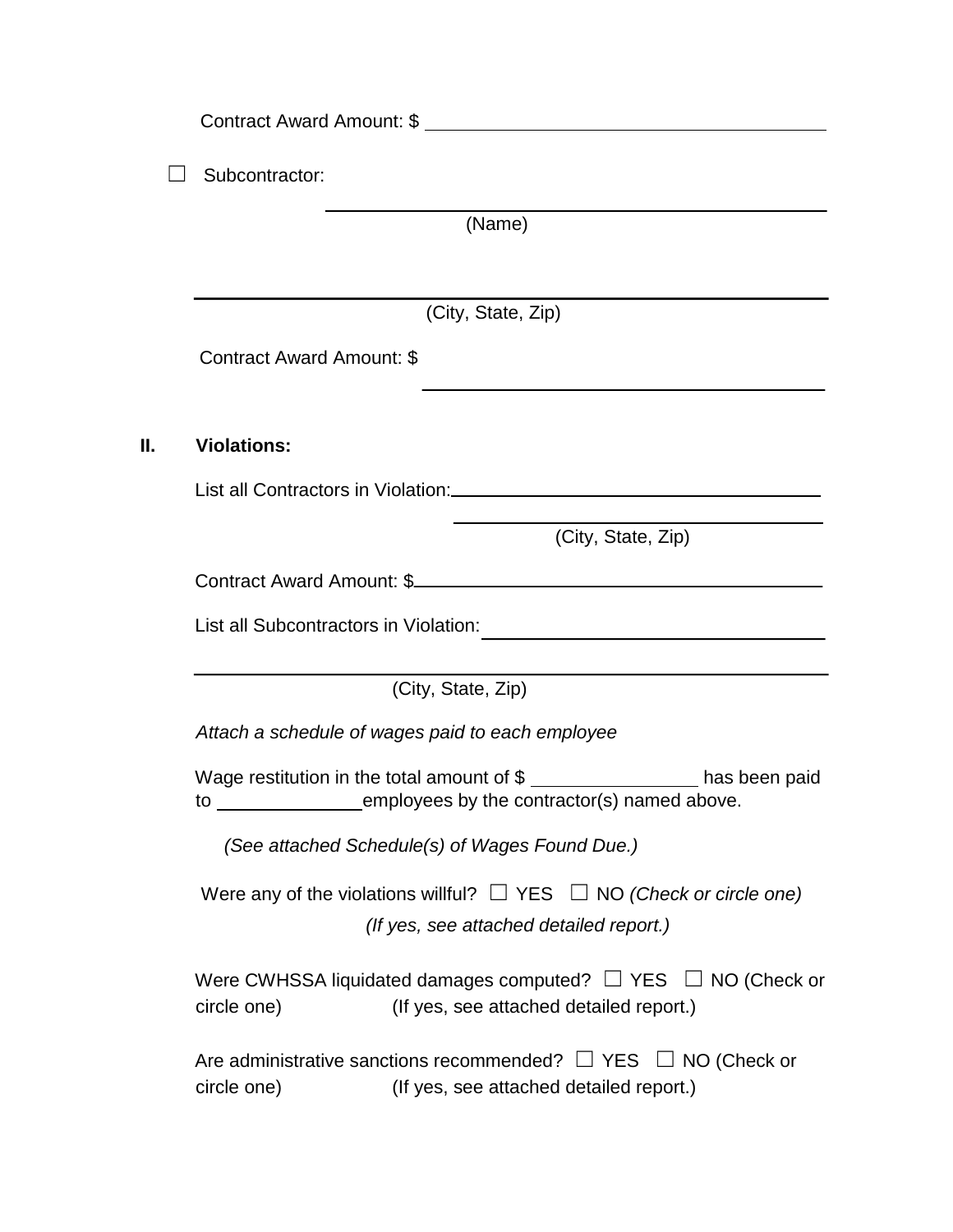Contract Award Amount: $ ______________________________

☐ Subcontractor:

______________________________
(Name)

______________________________
(City, State, Zip)

Contract Award Amount: $ ______________________________

## II. Violations:

List all Contractors in Violation: ______________________________

______________________________
(City, State, Zip)

Contract Award Amount: $ ______________________________

List all Subcontractors in Violation: ______________________________

______________________________
(City, State, Zip)

*Attach a schedule of wages paid to each employee*

Wage restitution in the total amount of $ ____________ has been paid to ____________ employees by the contractor(s) named above.

*(See attached Schedule(s) of Wages Found Due.)*

Were any of the violations willful? ☐ YES ☐ NO *(Check or circle one)*
*(If yes, see attached detailed report.)*

Were CWHSSA liquidated damages computed? ☐ YES ☐ NO (Check or circle one) (If yes, see attached detailed report.)

Are administrative sanctions recommended? ☐ YES ☐ NO (Check or circle one) (If yes, see attached detailed report.)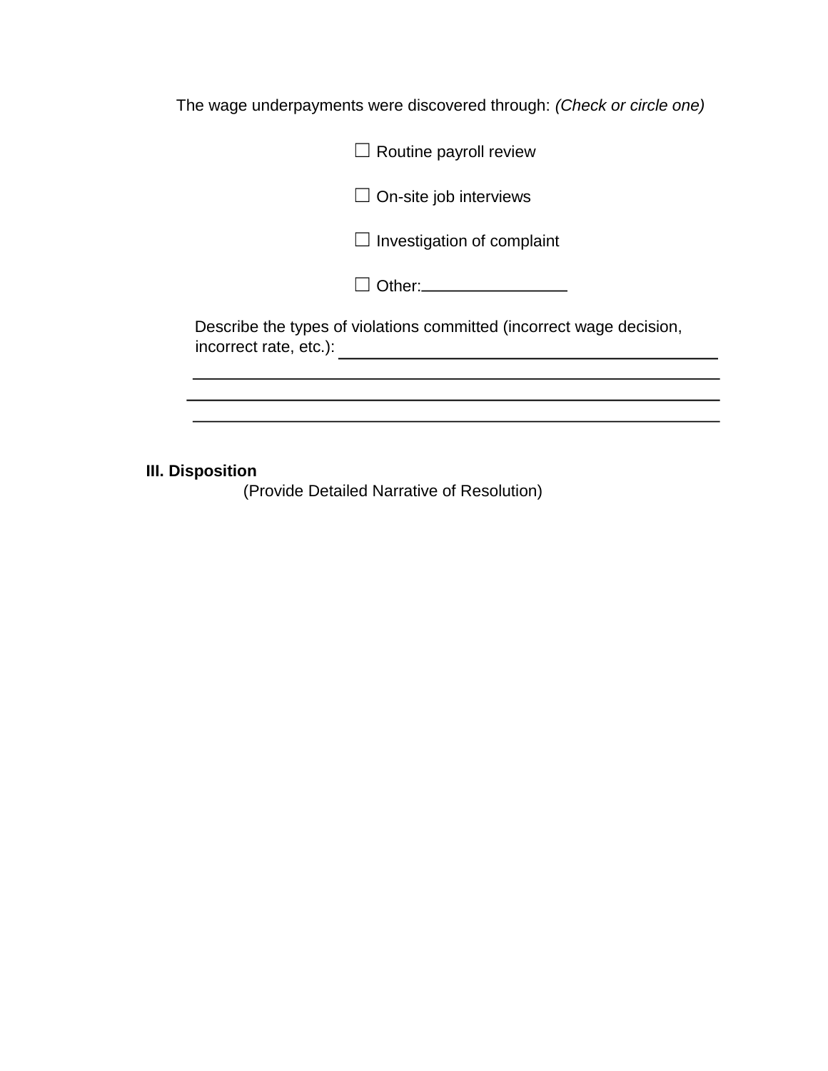The wage underpayments were discovered through: *(Check or circle one)*

☐ Routine payroll review

☐ On-site job interviews

☐ Investigation of complaint

☐ Other:________________

Describe the types of violations committed (incorrect wage decision, incorrect rate, etc.): ________________________________________

________________________________________________________

________________________________________________________

________________________________________________________

**III. Disposition**

(Provide Detailed Narrative of Resolution)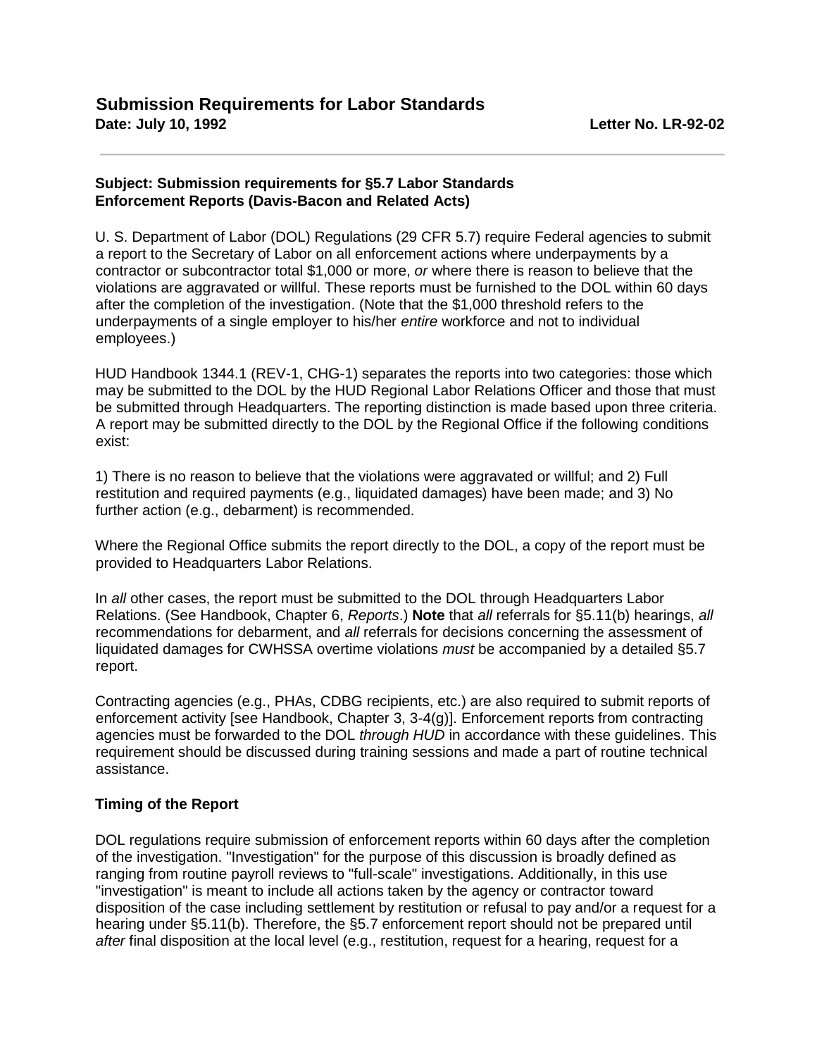## Submission Requirements for Labor Standards

**Date: July 10, 1992** **Letter No. LR-92-02**

---

**Subject: Submission requirements for §5.7 Labor Standards Enforcement Reports (Davis-Bacon and Related Acts)**

U. S. Department of Labor (DOL) Regulations (29 CFR 5.7) require Federal agencies to submit a report to the Secretary of Labor on all enforcement actions where underpayments by a contractor or subcontractor total $1,000 or more, *or* where there is reason to believe that the violations are aggravated or willful. These reports must be furnished to the DOL within 60 days after the completion of the investigation. (Note that the $1,000 threshold refers to the underpayments of a single employer to his/her *entire* workforce and not to individual employees.)

HUD Handbook 1344.1 (REV-1, CHG-1) separates the reports into two categories: those which may be submitted to the DOL by the HUD Regional Labor Relations Officer and those that must be submitted through Headquarters. The reporting distinction is made based upon three criteria. A report may be submitted directly to the DOL by the Regional Office if the following conditions exist:

1) There is no reason to believe that the violations were aggravated or willful; and 2) Full restitution and required payments (e.g., liquidated damages) have been made; and 3) No further action (e.g., debarment) is recommended.

Where the Regional Office submits the report directly to the DOL, a copy of the report must be provided to Headquarters Labor Relations.

In *all* other cases, the report must be submitted to the DOL through Headquarters Labor Relations. (See Handbook, Chapter 6, *Reports*.) **Note** that *all* referrals for §5.11(b) hearings, *all* recommendations for debarment, and *all* referrals for decisions concerning the assessment of liquidated damages for CWHSSA overtime violations *must* be accompanied by a detailed §5.7 report.

Contracting agencies (e.g., PHAs, CDBG recipients, etc.) are also required to submit reports of enforcement activity [see Handbook, Chapter 3, 3-4(g)]. Enforcement reports from contracting agencies must be forwarded to the DOL *through HUD* in accordance with these guidelines. This requirement should be discussed during training sessions and made a part of routine technical assistance.

### Timing of the Report

DOL regulations require submission of enforcement reports within 60 days after the completion of the investigation. "Investigation" for the purpose of this discussion is broadly defined as ranging from routine payroll reviews to "full-scale" investigations. Additionally, in this use "investigation" is meant to include all actions taken by the agency or contractor toward disposition of the case including settlement by restitution or refusal to pay and/or a request for a hearing under §5.11(b). Therefore, the §5.7 enforcement report should not be prepared until *after* final disposition at the local level (e.g., restitution, request for a hearing, request for a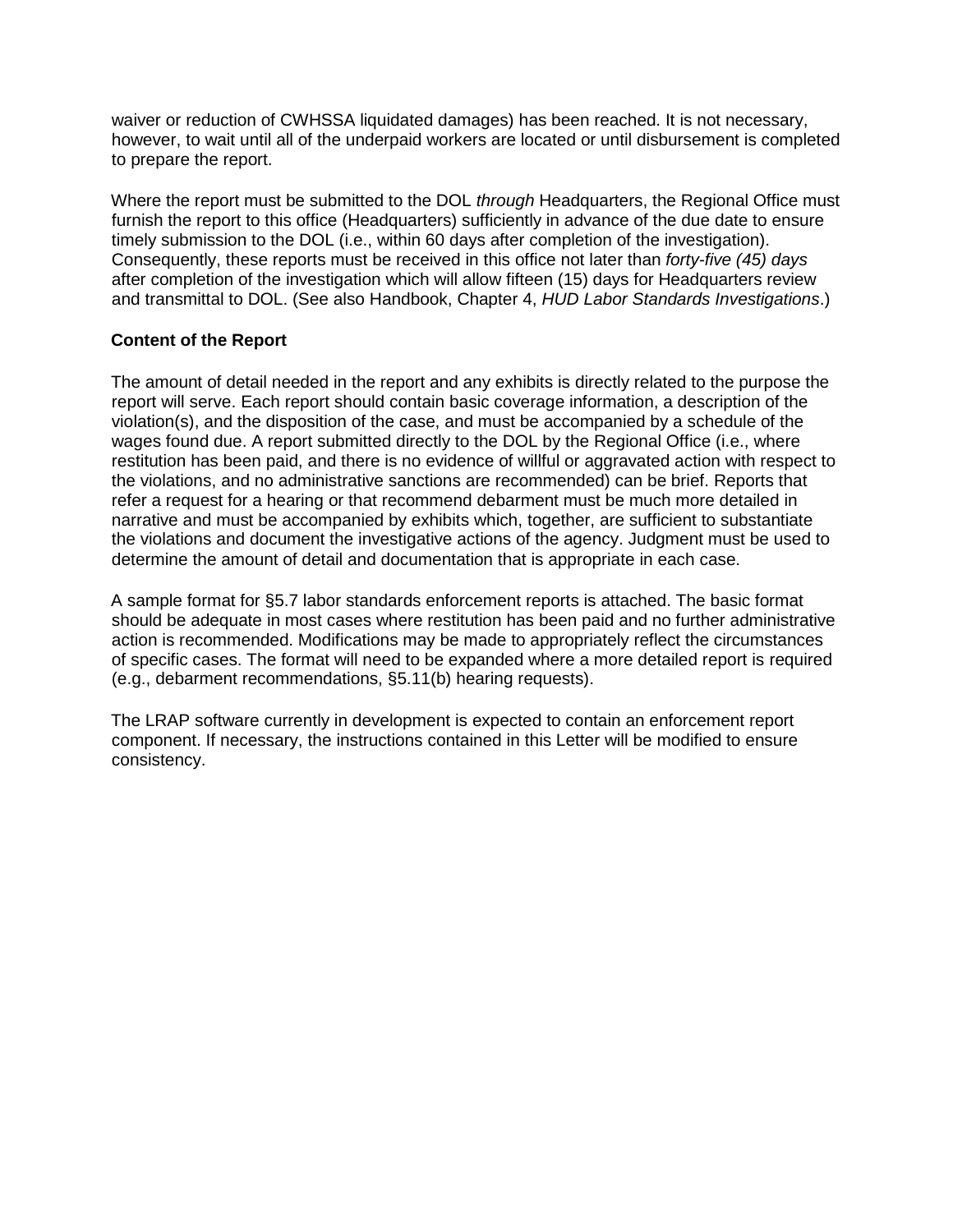waiver or reduction of CWHSSA liquidated damages) has been reached. It is not necessary, however, to wait until all of the underpaid workers are located or until disbursement is completed to prepare the report.

Where the report must be submitted to the DOL *through* Headquarters, the Regional Office must furnish the report to this office (Headquarters) sufficiently in advance of the due date to ensure timely submission to the DOL (i.e., within 60 days after completion of the investigation). Consequently, these reports must be received in this office not later than *forty-five (45) days* after completion of the investigation which will allow fifteen (15) days for Headquarters review and transmittal to DOL. (See also Handbook, Chapter 4, *HUD Labor Standards Investigations*.)

**Content of the Report**

The amount of detail needed in the report and any exhibits is directly related to the purpose the report will serve. Each report should contain basic coverage information, a description of the violation(s), and the disposition of the case, and must be accompanied by a schedule of the wages found due. A report submitted directly to the DOL by the Regional Office (i.e., where restitution has been paid, and there is no evidence of willful or aggravated action with respect to the violations, and no administrative sanctions are recommended) can be brief. Reports that refer a request for a hearing or that recommend debarment must be much more detailed in narrative and must be accompanied by exhibits which, together, are sufficient to substantiate the violations and document the investigative actions of the agency. Judgment must be used to determine the amount of detail and documentation that is appropriate in each case.

A sample format for §5.7 labor standards enforcement reports is attached. The basic format should be adequate in most cases where restitution has been paid and no further administrative action is recommended. Modifications may be made to appropriately reflect the circumstances of specific cases. The format will need to be expanded where a more detailed report is required (e.g., debarment recommendations, §5.11(b) hearing requests).

The LRAP software currently in development is expected to contain an enforcement report component. If necessary, the instructions contained in this Letter will be modified to ensure consistency.